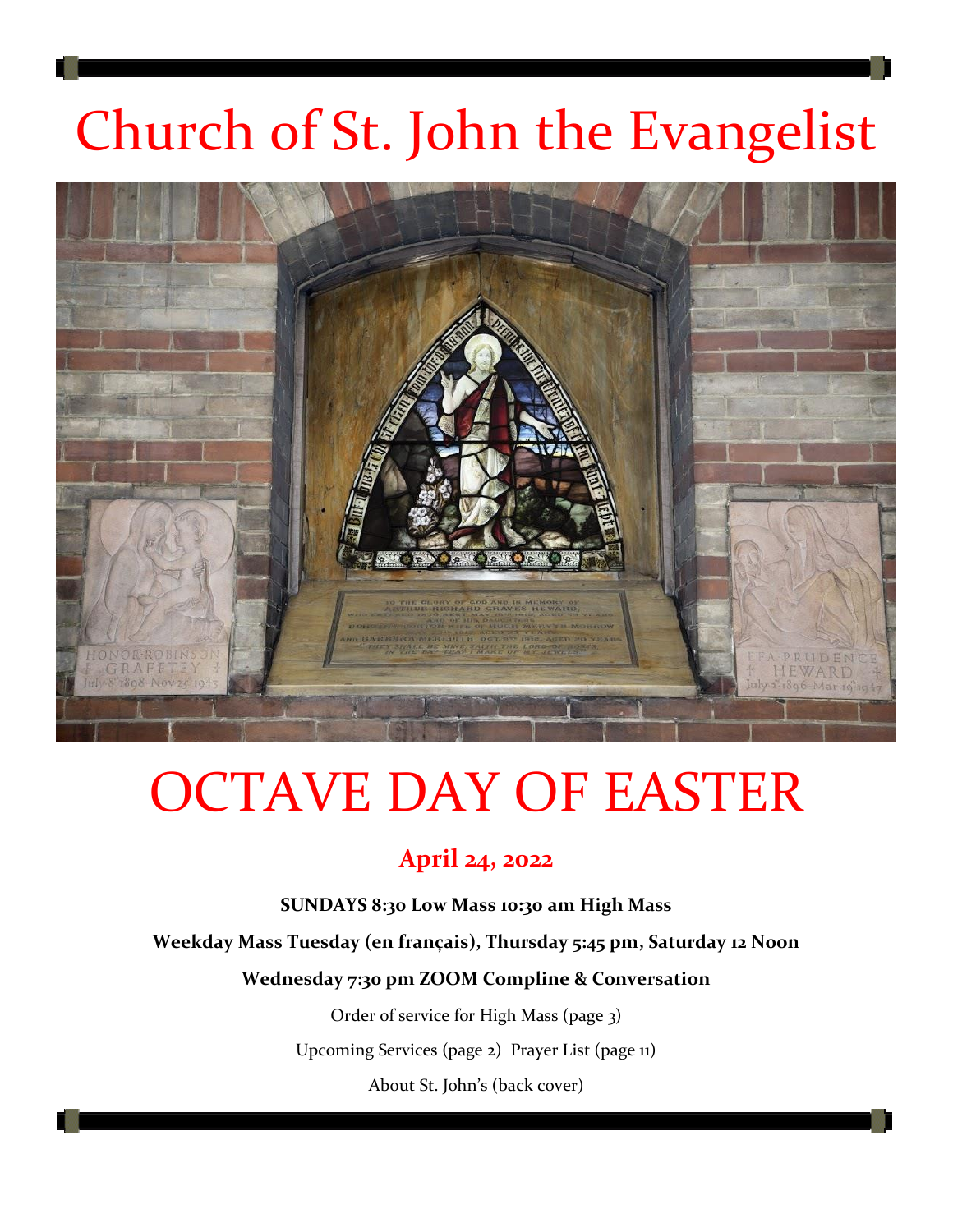# Church of St. John the Evangelist

# OCTAVE DAY OF EASTER

**April 24, 2022**

**SUNDAYS 8:30 Low Mass 10:30 am High Mass**

**Weekday Mass Tuesday (en français), Thursday 5:45 pm, Saturday 12 Noon**

**Wednesday 7:30 pm ZOOM Compline & Conversation**

Order of service for High Mass (page 3)

Upcoming Services (page 2) Prayer List (page 11)

About St. John's (back cover)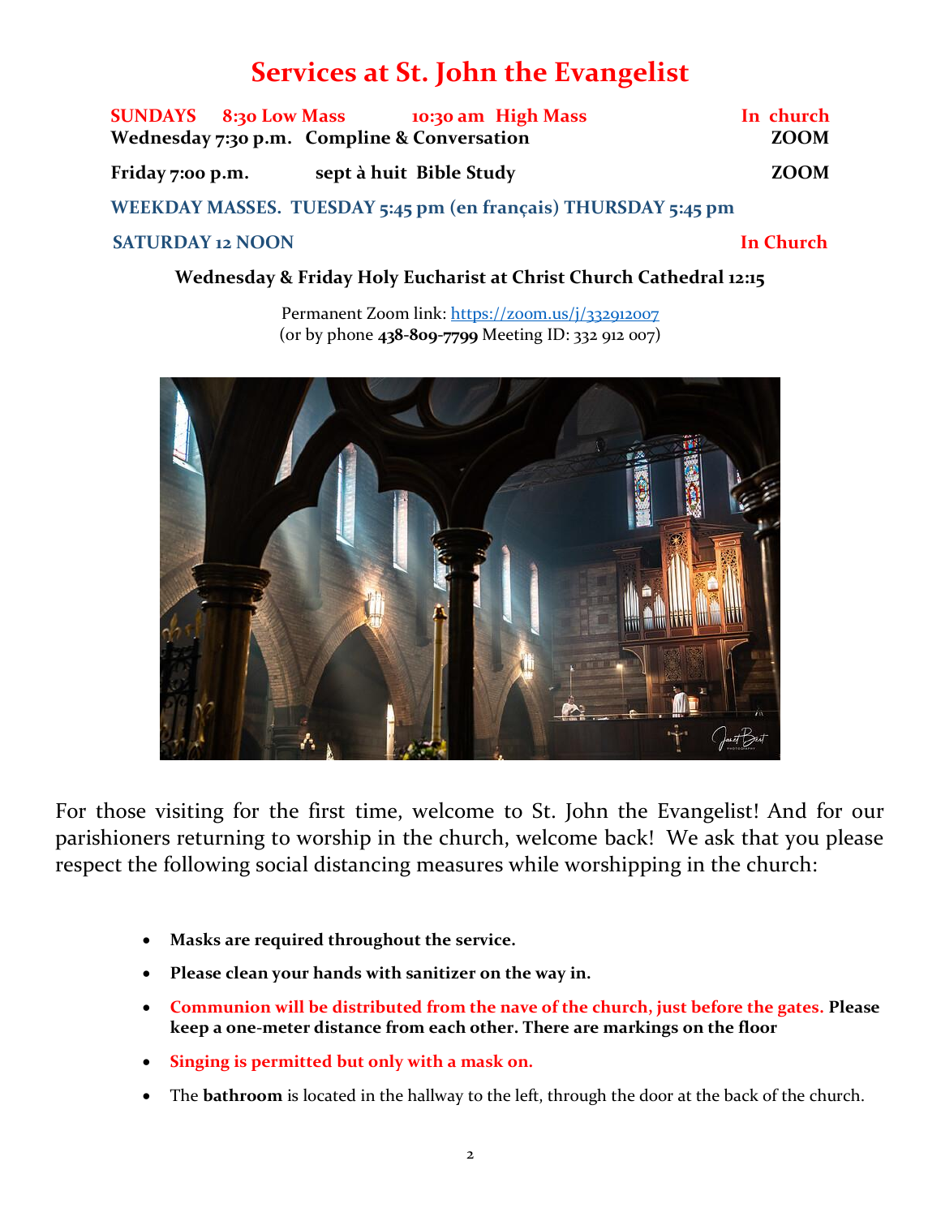# Services at St. John the Evangelist

**SUNDAYS 8:30 Low Mass 10:30 am High Mass — In church**

**Wednesday 7:30 p.m. Compline & Conversation — ZOOM**

**Friday 7:00 p.m. sept à huit Bible Study — ZOOM**

**WEEKDAY MASSES. TUESDAY 5:45 pm (en français) THURSDAY 5:45 pm**

**SATURDAY 12 NOON — In Church**

**Wednesday & Friday Holy Eucharist at Christ Church Cathedral 12:15**

Permanent Zoom link: https://zoom.us/j/332912007
(or by phone **438-809-7799** Meeting ID: 332 912 007)

For those visiting for the first time, welcome to St. John the Evangelist! And for our parishioners returning to worship in the church, welcome back! We ask that you please respect the following social distancing measures while worshipping in the church:

- **Masks are required throughout the service.**
- **Please clean your hands with sanitizer on the way in.**
- **Communion will be distributed from the nave of the church, just before the gates. Please keep a one-meter distance from each other. There are markings on the floor**
- **Singing is permitted but only with a mask on.**
- The **bathroom** is located in the hallway to the left, through the door at the back of the church.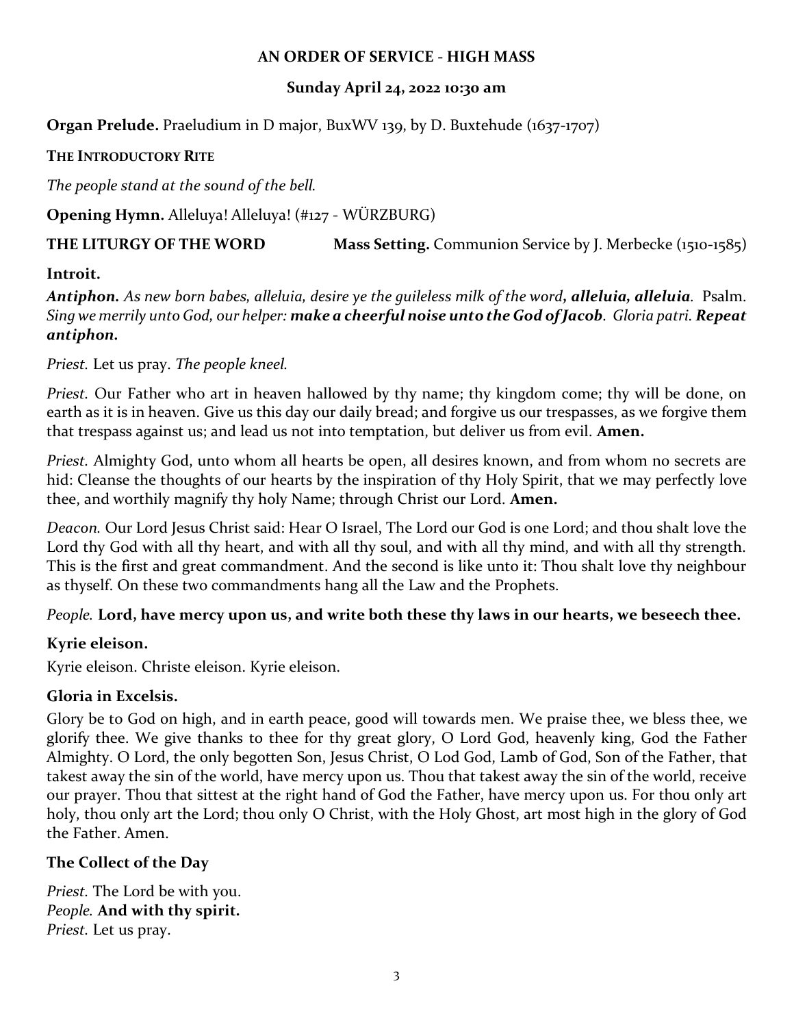**AN ORDER OF SERVICE - HIGH MASS**

**Sunday April 24, 2022 10:30 am**

**Organ Prelude.** Praeludium in D major, BuxWV 139, by D. Buxtehude (1637-1707)

**THE INTRODUCTORY RITE**

*The people stand at the sound of the bell.*

**Opening Hymn.** Alleluya! Alleluya! (#127 - WÜRZBURG)

**THE LITURGY OF THE WORD** **Mass Setting.** Communion Service by J. Merbecke (1510-1585)

**Introit.**

***Antiphon.*** *As new born babes, alleluia, desire ye the guileless milk of the word**, alleluia, alleluia**.* Psalm. *Sing we merrily unto God, our helper: **make a cheerful noise unto the God of Jacob**. Gloria patri. **Repeat antiphon.***

*Priest.* Let us pray. *The people kneel.*

*Priest.* Our Father who art in heaven hallowed by thy name; thy kingdom come; thy will be done, on earth as it is in heaven. Give us this day our daily bread; and forgive us our trespasses, as we forgive them that trespass against us; and lead us not into temptation, but deliver us from evil. **Amen.**

*Priest.* Almighty God, unto whom all hearts be open, all desires known, and from whom no secrets are hid: Cleanse the thoughts of our hearts by the inspiration of thy Holy Spirit, that we may perfectly love thee, and worthily magnify thy holy Name; through Christ our Lord. **Amen.**

*Deacon.* Our Lord Jesus Christ said: Hear O Israel, The Lord our God is one Lord; and thou shalt love the Lord thy God with all thy heart, and with all thy soul, and with all thy mind, and with all thy strength. This is the first and great commandment. And the second is like unto it: Thou shalt love thy neighbour as thyself. On these two commandments hang all the Law and the Prophets.

*People.* **Lord, have mercy upon us, and write both these thy laws in our hearts, we beseech thee.**

**Kyrie eleison.**

Kyrie eleison. Christe eleison. Kyrie eleison.

**Gloria in Excelsis.**

Glory be to God on high, and in earth peace, good will towards men. We praise thee, we bless thee, we glorify thee. We give thanks to thee for thy great glory, O Lord God, heavenly king, God the Father Almighty. O Lord, the only begotten Son, Jesus Christ, O Lod God, Lamb of God, Son of the Father, that takest away the sin of the world, have mercy upon us. Thou that takest away the sin of the world, receive our prayer. Thou that sittest at the right hand of God the Father, have mercy upon us. For thou only art holy, thou only art the Lord; thou only O Christ, with the Holy Ghost, art most high in the glory of God the Father. Amen.

**The Collect of the Day**

*Priest.* The Lord be with you.  
*People.* **And with thy spirit.**  
*Priest.* Let us pray.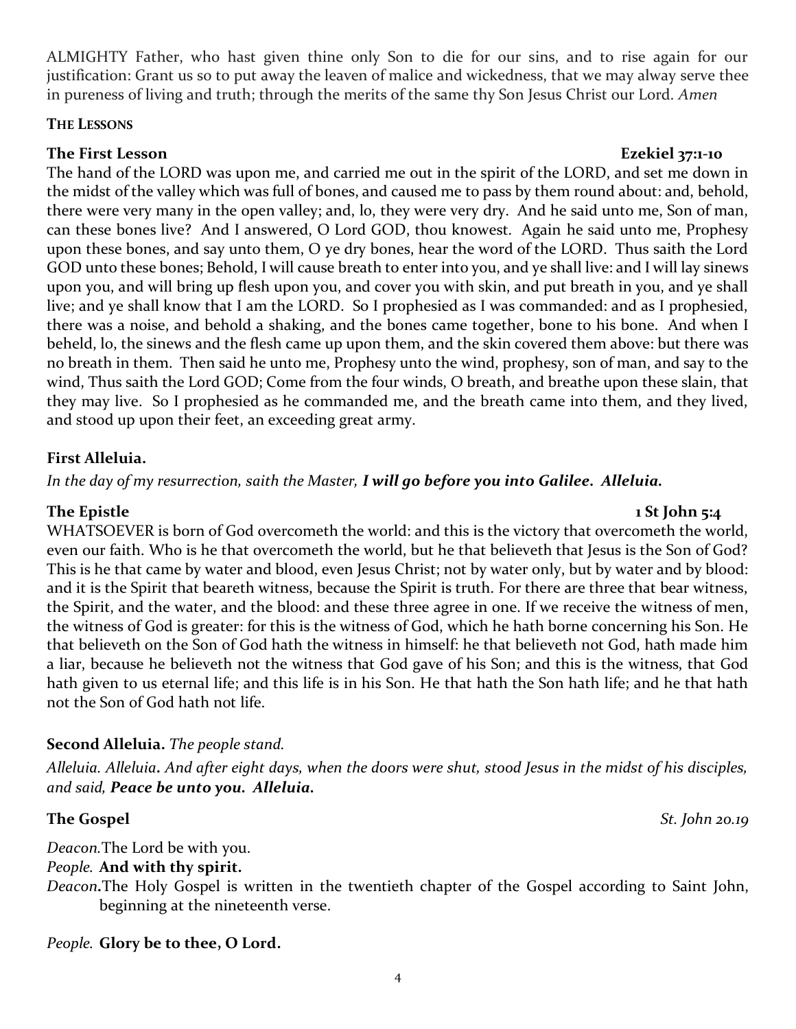ALMIGHTY Father, who hast given thine only Son to die for our sins, and to rise again for our justification: Grant us so to put away the leaven of malice and wickedness, that we may alway serve thee in pureness of living and truth; through the merits of the same thy Son Jesus Christ our Lord. *Amen*

**THE LESSONS**

**The First Lesson** **Ezekiel 37:1-10**

The hand of the LORD was upon me, and carried me out in the spirit of the LORD, and set me down in the midst of the valley which was full of bones, and caused me to pass by them round about: and, behold, there were very many in the open valley; and, lo, they were very dry. And he said unto me, Son of man, can these bones live? And I answered, O Lord GOD, thou knowest. Again he said unto me, Prophesy upon these bones, and say unto them, O ye dry bones, hear the word of the LORD. Thus saith the Lord GOD unto these bones; Behold, I will cause breath to enter into you, and ye shall live: and I will lay sinews upon you, and will bring up flesh upon you, and cover you with skin, and put breath in you, and ye shall live; and ye shall know that I am the LORD. So I prophesied as I was commanded: and as I prophesied, there was a noise, and behold a shaking, and the bones came together, bone to his bone. And when I beheld, lo, the sinews and the flesh came up upon them, and the skin covered them above: but there was no breath in them. Then said he unto me, Prophesy unto the wind, prophesy, son of man, and say to the wind, Thus saith the Lord GOD; Come from the four winds, O breath, and breathe upon these slain, that they may live. So I prophesied as he commanded me, and the breath came into them, and they lived, and stood up upon their feet, an exceeding great army.

**First Alleluia.**

*In the day of my resurrection, saith the Master,* ***I will go before you into Galilee. Alleluia.***

**The Epistle** **1 St John 5:4**

WHATSOEVER is born of God overcometh the world: and this is the victory that overcometh the world, even our faith. Who is he that overcometh the world, but he that believeth that Jesus is the Son of God? This is he that came by water and blood, even Jesus Christ; not by water only, but by water and by blood: and it is the Spirit that beareth witness, because the Spirit is truth. For there are three that bear witness, the Spirit, and the water, and the blood: and these three agree in one. If we receive the witness of men, the witness of God is greater: for this is the witness of God, which he hath borne concerning his Son. He that believeth on the Son of God hath the witness in himself: he that believeth not God, hath made him a liar, because he believeth not the witness that God gave of his Son; and this is the witness, that God hath given to us eternal life; and this life is in his Son. He that hath the Son hath life; and he that hath not the Son of God hath not life.

**Second Alleluia.** *The people stand.*

*Alleluia. Alleluia. And after eight days, when the doors were shut, stood Jesus in the midst of his disciples, and said,* ***Peace be unto you. Alleluia.***

**The Gospel** *St. John 20.19*

*Deacon.* The Lord be with you.

*People.* **And with thy spirit.**

*Deacon.* The Holy Gospel is written in the twentieth chapter of the Gospel according to Saint John, beginning at the nineteenth verse.

*People.* **Glory be to thee, O Lord.**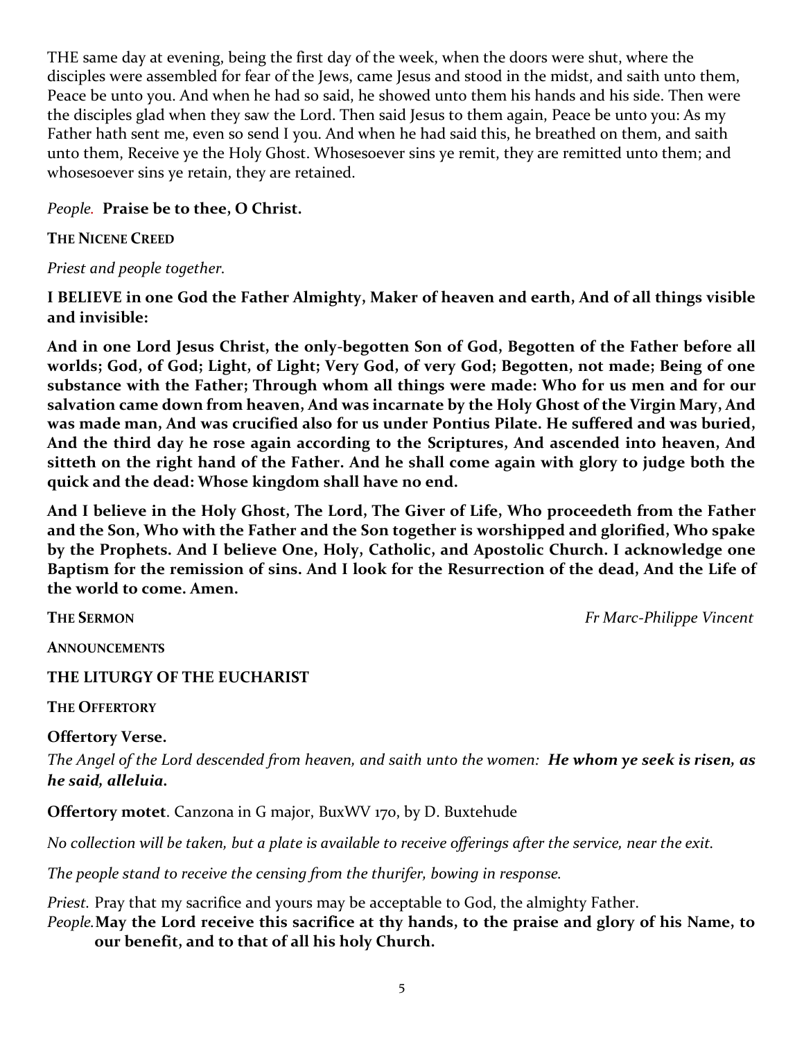THE same day at evening, being the first day of the week, when the doors were shut, where the disciples were assembled for fear of the Jews, came Jesus and stood in the midst, and saith unto them, Peace be unto you. And when he had so said, he showed unto them his hands and his side. Then were the disciples glad when they saw the Lord. Then said Jesus to them again, Peace be unto you: As my Father hath sent me, even so send I you. And when he had said this, he breathed on them, and saith unto them, Receive ye the Holy Ghost. Whosesoever sins ye remit, they are remitted unto them; and whosesoever sins ye retain, they are retained.

*People.* **Praise be to thee, O Christ.**

**THE NICENE CREED**

*Priest and people together.*

**I BELIEVE in one God the Father Almighty, Maker of heaven and earth, And of all things visible and invisible:**

**And in one Lord Jesus Christ, the only-begotten Son of God, Begotten of the Father before all worlds; God, of God; Light, of Light; Very God, of very God; Begotten, not made; Being of one substance with the Father; Through whom all things were made: Who for us men and for our salvation came down from heaven, And was incarnate by the Holy Ghost of the Virgin Mary, And was made man, And was crucified also for us under Pontius Pilate. He suffered and was buried, And the third day he rose again according to the Scriptures, And ascended into heaven, And sitteth on the right hand of the Father. And he shall come again with glory to judge both the quick and the dead: Whose kingdom shall have no end.**

**And I believe in the Holy Ghost, The Lord, The Giver of Life, Who proceedeth from the Father and the Son, Who with the Father and the Son together is worshipped and glorified, Who spake by the Prophets. And I believe One, Holy, Catholic, and Apostolic Church. I acknowledge one Baptism for the remission of sins. And I look for the Resurrection of the dead, And the Life of the world to come. Amen.**

**THE SERMON** *Fr Marc-Philippe Vincent*

**ANNOUNCEMENTS**

**THE LITURGY OF THE EUCHARIST**

**THE OFFERTORY**

**Offertory Verse.**

*The Angel of the Lord descended from heaven, and saith unto the women:* ***He whom ye seek is risen, as he said, alleluia.***

**Offertory motet**. Canzona in G major, BuxWV 170, by D. Buxtehude

*No collection will be taken, but a plate is available to receive offerings after the service, near the exit.*

*The people stand to receive the censing from the thurifer, bowing in response.*

*Priest.* Pray that my sacrifice and yours may be acceptable to God, the almighty Father.

*People.* **May the Lord receive this sacrifice at thy hands, to the praise and glory of his Name, to our benefit, and to that of all his holy Church.**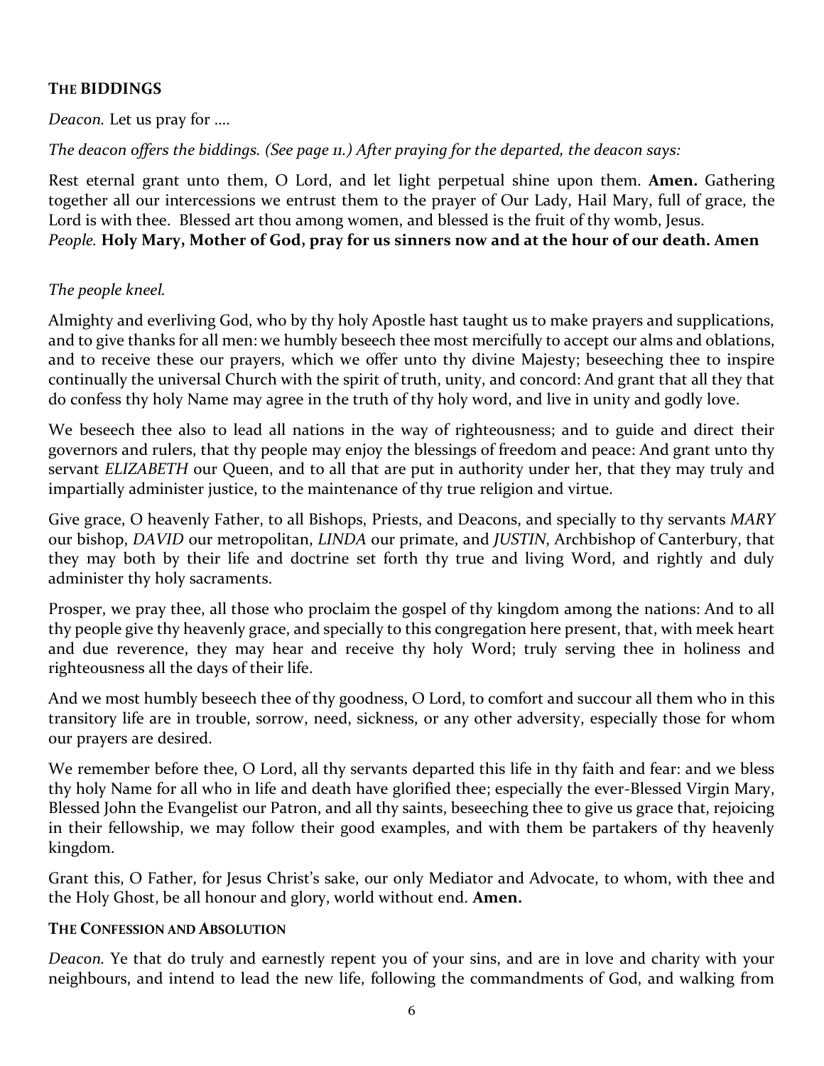### THE BIDDINGS

*Deacon.* Let us pray for ….

*The deacon offers the biddings. (See page 11.) After praying for the departed, the deacon says:*

Rest eternal grant unto them, O Lord, and let light perpetual shine upon them. **Amen.** Gathering together all our intercessions we entrust them to the prayer of Our Lady, Hail Mary, full of grace, the Lord is with thee. Blessed art thou among women, and blessed is the fruit of thy womb, Jesus.
*People.* **Holy Mary, Mother of God, pray for us sinners now and at the hour of our death. Amen**

*The people kneel.*

Almighty and everliving God, who by thy holy Apostle hast taught us to make prayers and supplications, and to give thanks for all men: we humbly beseech thee most mercifully to accept our alms and oblations, and to receive these our prayers, which we offer unto thy divine Majesty; beseeching thee to inspire continually the universal Church with the spirit of truth, unity, and concord: And grant that all they that do confess thy holy Name may agree in the truth of thy holy word, and live in unity and godly love.

We beseech thee also to lead all nations in the way of righteousness; and to guide and direct their governors and rulers, that thy people may enjoy the blessings of freedom and peace: And grant unto thy servant *ELIZABETH* our Queen, and to all that are put in authority under her, that they may truly and impartially administer justice, to the maintenance of thy true religion and virtue.

Give grace, O heavenly Father, to all Bishops, Priests, and Deacons, and specially to thy servants *MARY* our bishop, *DAVID* our metropolitan, *LINDA* our primate, and *JUSTIN*, Archbishop of Canterbury, that they may both by their life and doctrine set forth thy true and living Word, and rightly and duly administer thy holy sacraments.

Prosper, we pray thee, all those who proclaim the gospel of thy kingdom among the nations: And to all thy people give thy heavenly grace, and specially to this congregation here present, that, with meek heart and due reverence, they may hear and receive thy holy Word; truly serving thee in holiness and righteousness all the days of their life.

And we most humbly beseech thee of thy goodness, O Lord, to comfort and succour all them who in this transitory life are in trouble, sorrow, need, sickness, or any other adversity, especially those for whom our prayers are desired.

We remember before thee, O Lord, all thy servants departed this life in thy faith and fear: and we bless thy holy Name for all who in life and death have glorified thee; especially the ever-Blessed Virgin Mary, Blessed John the Evangelist our Patron, and all thy saints, beseeching thee to give us grace that, rejoicing in their fellowship, we may follow their good examples, and with them be partakers of thy heavenly kingdom.

Grant this, O Father, for Jesus Christ's sake, our only Mediator and Advocate, to whom, with thee and the Holy Ghost, be all honour and glory, world without end. **Amen.**

### THE CONFESSION AND ABSOLUTION

*Deacon.* Ye that do truly and earnestly repent you of your sins, and are in love and charity with your neighbours, and intend to lead the new life, following the commandments of God, and walking from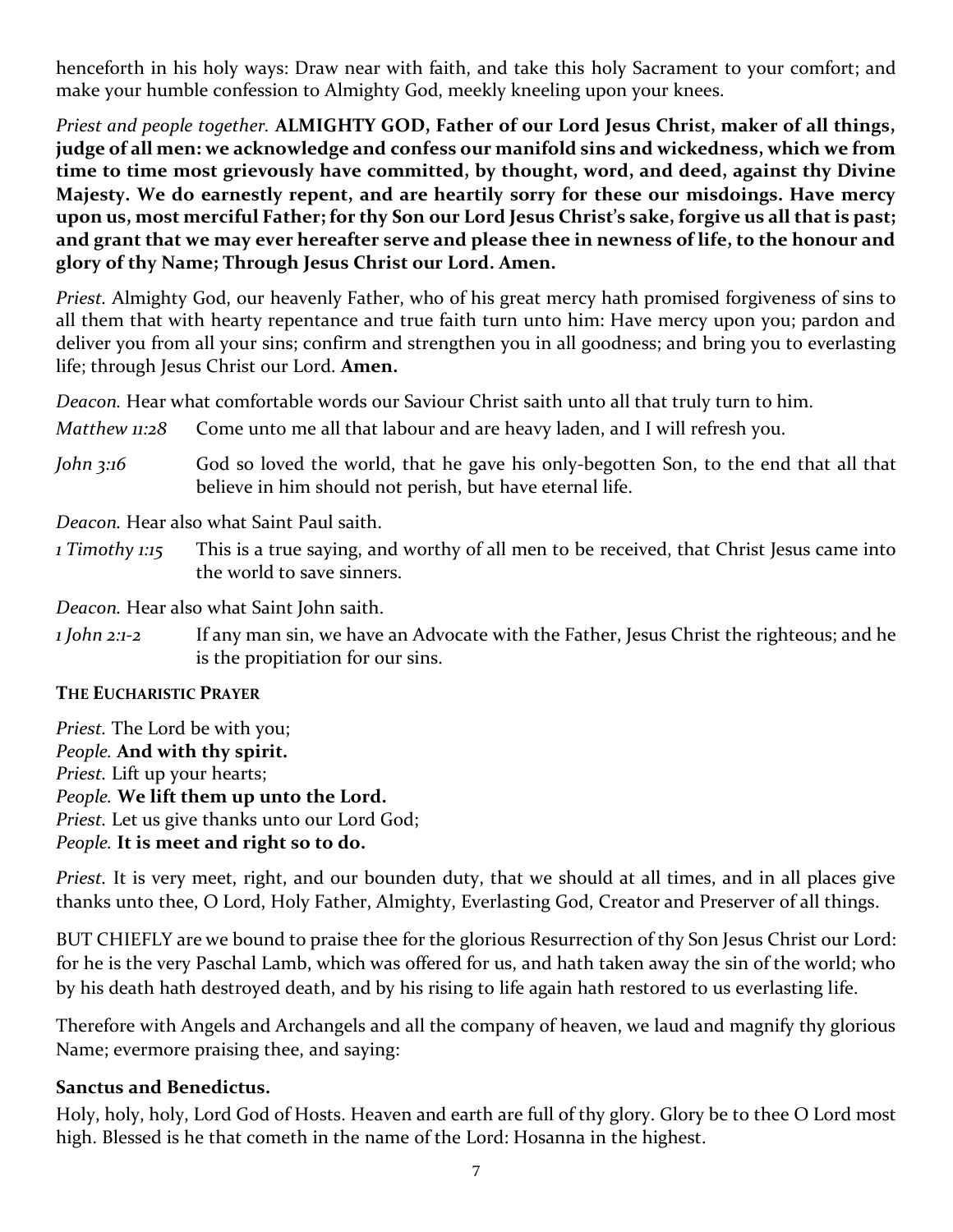henceforth in his holy ways: Draw near with faith, and take this holy Sacrament to your comfort; and make your humble confession to Almighty God, meekly kneeling upon your knees.

*Priest and people together.* **ALMIGHTY GOD, Father of our Lord Jesus Christ, maker of all things, judge of all men: we acknowledge and confess our manifold sins and wickedness, which we from time to time most grievously have committed, by thought, word, and deed, against thy Divine Majesty. We do earnestly repent, and are heartily sorry for these our misdoings. Have mercy upon us, most merciful Father; for thy Son our Lord Jesus Christ's sake, forgive us all that is past; and grant that we may ever hereafter serve and please thee in newness of life, to the honour and glory of thy Name; Through Jesus Christ our Lord. Amen.**

*Priest.* Almighty God, our heavenly Father, who of his great mercy hath promised forgiveness of sins to all them that with hearty repentance and true faith turn unto him: Have mercy upon you; pardon and deliver you from all your sins; confirm and strengthen you in all goodness; and bring you to everlasting life; through Jesus Christ our Lord. **Amen.**

*Deacon.* Hear what comfortable words our Saviour Christ saith unto all that truly turn to him.

*Matthew 11:28* Come unto me all that labour and are heavy laden, and I will refresh you.

*John 3:16* God so loved the world, that he gave his only-begotten Son, to the end that all that believe in him should not perish, but have eternal life.

*Deacon.* Hear also what Saint Paul saith.

*1 Timothy 1:15* This is a true saying, and worthy of all men to be received, that Christ Jesus came into the world to save sinners.

*Deacon.* Hear also what Saint John saith.

*1 John 2:1-2* If any man sin, we have an Advocate with the Father, Jesus Christ the righteous; and he is the propitiation for our sins.

**THE EUCHARISTIC PRAYER**

*Priest.* The Lord be with you;
*People.* **And with thy spirit.**
*Priest.* Lift up your hearts;
*People.* **We lift them up unto the Lord.**
*Priest.* Let us give thanks unto our Lord God;
*People.* **It is meet and right so to do.**

*Priest.* It is very meet, right, and our bounden duty, that we should at all times, and in all places give thanks unto thee, O Lord, Holy Father, Almighty, Everlasting God, Creator and Preserver of all things.

BUT CHIEFLY are we bound to praise thee for the glorious Resurrection of thy Son Jesus Christ our Lord: for he is the very Paschal Lamb, which was offered for us, and hath taken away the sin of the world; who by his death hath destroyed death, and by his rising to life again hath restored to us everlasting life.

Therefore with Angels and Archangels and all the company of heaven, we laud and magnify thy glorious Name; evermore praising thee, and saying:

**Sanctus and Benedictus.**

Holy, holy, holy, Lord God of Hosts. Heaven and earth are full of thy glory. Glory be to thee O Lord most high. Blessed is he that cometh in the name of the Lord: Hosanna in the highest.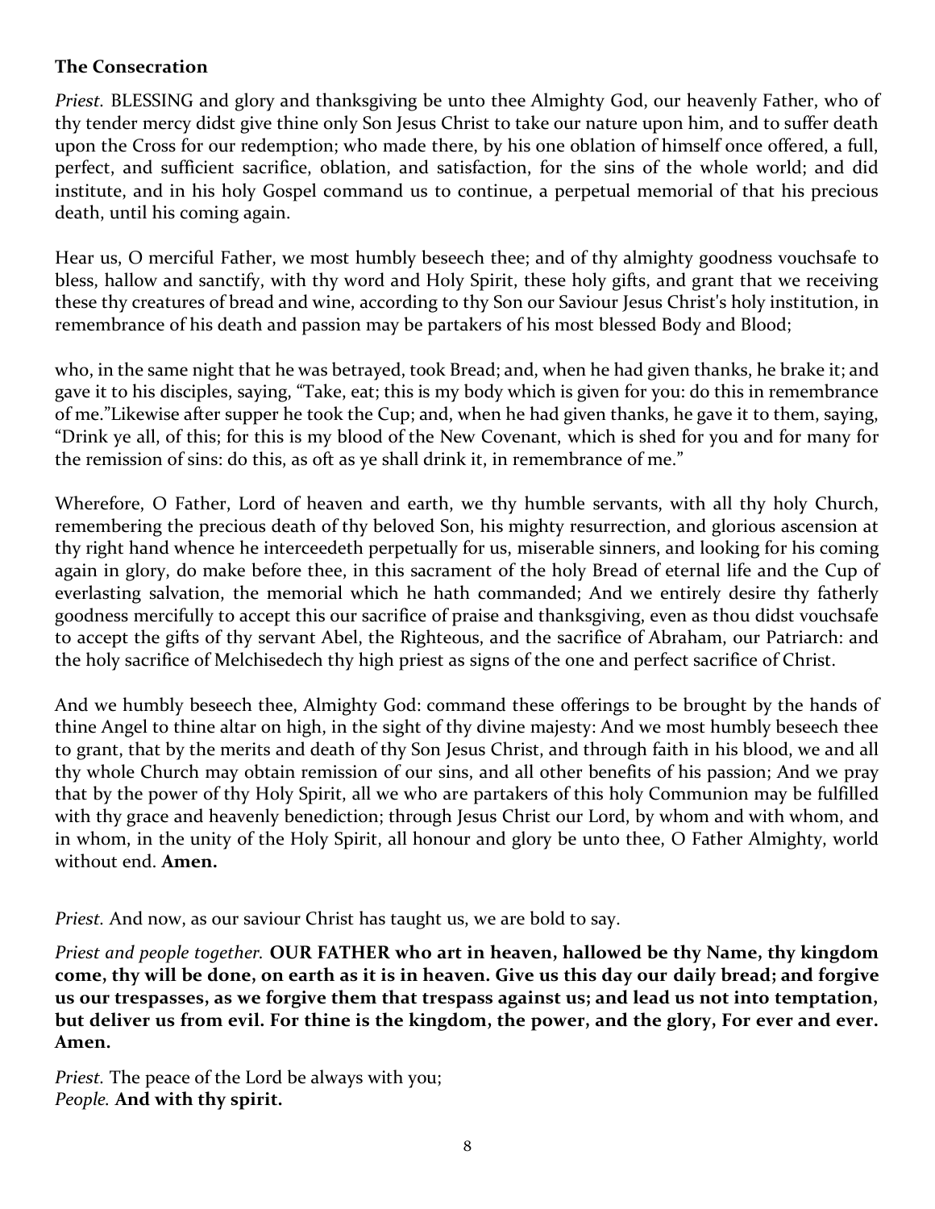**The Consecration**

*Priest.* BLESSING and glory and thanksgiving be unto thee Almighty God, our heavenly Father, who of thy tender mercy didst give thine only Son Jesus Christ to take our nature upon him, and to suffer death upon the Cross for our redemption; who made there, by his one oblation of himself once offered, a full, perfect, and sufficient sacrifice, oblation, and satisfaction, for the sins of the whole world; and did institute, and in his holy Gospel command us to continue, a perpetual memorial of that his precious death, until his coming again.

Hear us, O merciful Father, we most humbly beseech thee; and of thy almighty goodness vouchsafe to bless, hallow and sanctify, with thy word and Holy Spirit, these holy gifts, and grant that we receiving these thy creatures of bread and wine, according to thy Son our Saviour Jesus Christ's holy institution, in remembrance of his death and passion may be partakers of his most blessed Body and Blood;

who, in the same night that he was betrayed, took Bread; and, when he had given thanks, he brake it; and gave it to his disciples, saying, "Take, eat; this is my body which is given for you: do this in remembrance of me."Likewise after supper he took the Cup; and, when he had given thanks, he gave it to them, saying, "Drink ye all, of this; for this is my blood of the New Covenant, which is shed for you and for many for the remission of sins: do this, as oft as ye shall drink it, in remembrance of me."

Wherefore, O Father, Lord of heaven and earth, we thy humble servants, with all thy holy Church, remembering the precious death of thy beloved Son, his mighty resurrection, and glorious ascension at thy right hand whence he interceedeth perpetually for us, miserable sinners, and looking for his coming again in glory, do make before thee, in this sacrament of the holy Bread of eternal life and the Cup of everlasting salvation, the memorial which he hath commanded; And we entirely desire thy fatherly goodness mercifully to accept this our sacrifice of praise and thanksgiving, even as thou didst vouchsafe to accept the gifts of thy servant Abel, the Righteous, and the sacrifice of Abraham, our Patriarch: and the holy sacrifice of Melchisedech thy high priest as signs of the one and perfect sacrifice of Christ.

And we humbly beseech thee, Almighty God: command these offerings to be brought by the hands of thine Angel to thine altar on high, in the sight of thy divine majesty: And we most humbly beseech thee to grant, that by the merits and death of thy Son Jesus Christ, and through faith in his blood, we and all thy whole Church may obtain remission of our sins, and all other benefits of his passion; And we pray that by the power of thy Holy Spirit, all we who are partakers of this holy Communion may be fulfilled with thy grace and heavenly benediction; through Jesus Christ our Lord, by whom and with whom, and in whom, in the unity of the Holy Spirit, all honour and glory be unto thee, O Father Almighty, world without end. **Amen.**

*Priest.* And now, as our saviour Christ has taught us, we are bold to say.

*Priest and people together.* **OUR FATHER who art in heaven, hallowed be thy Name, thy kingdom come, thy will be done, on earth as it is in heaven. Give us this day our daily bread; and forgive us our trespasses, as we forgive them that trespass against us; and lead us not into temptation, but deliver us from evil. For thine is the kingdom, the power, and the glory, For ever and ever. Amen.**

*Priest.* The peace of the Lord be always with you;  
*People.* **And with thy spirit.**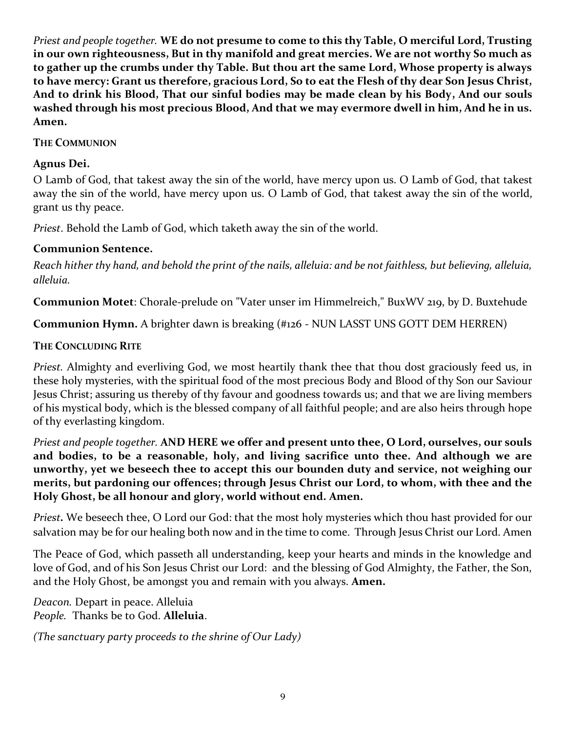*Priest and people together.* **WE do not presume to come to this thy Table, O merciful Lord, Trusting in our own righteousness, But in thy manifold and great mercies. We are not worthy So much as to gather up the crumbs under thy Table. But thou art the same Lord, Whose property is always to have mercy: Grant us therefore, gracious Lord, So to eat the Flesh of thy dear Son Jesus Christ, And to drink his Blood, That our sinful bodies may be made clean by his Body, And our souls washed through his most precious Blood, And that we may evermore dwell in him, And he in us. Amen.**

## THE COMMUNION

### Agnus Dei.

O Lamb of God, that takest away the sin of the world, have mercy upon us. O Lamb of God, that takest away the sin of the world, have mercy upon us. O Lamb of God, that takest away the sin of the world, grant us thy peace.

*Priest*. Behold the Lamb of God, which taketh away the sin of the world.

### Communion Sentence.

*Reach hither thy hand, and behold the print of the nails, alleluia: and be not faithless, but believing, alleluia, alleluia.*

**Communion Motet**: Chorale-prelude on "Vater unser im Himmelreich," BuxWV 219, by D. Buxtehude

**Communion Hymn.** A brighter dawn is breaking (#126 - NUN LASST UNS GOTT DEM HERREN)

## THE CONCLUDING RITE

*Priest.* Almighty and everliving God, we most heartily thank thee that thou dost graciously feed us, in these holy mysteries, with the spiritual food of the most precious Body and Blood of thy Son our Saviour Jesus Christ; assuring us thereby of thy favour and goodness towards us; and that we are living members of his mystical body, which is the blessed company of all faithful people; and are also heirs through hope of thy everlasting kingdom.

*Priest and people together.* **AND HERE we offer and present unto thee, O Lord, ourselves, our souls and bodies, to be a reasonable, holy, and living sacrifice unto thee. And although we are unworthy, yet we beseech thee to accept this our bounden duty and service, not weighing our merits, but pardoning our offences; through Jesus Christ our Lord, to whom, with thee and the Holy Ghost, be all honour and glory, world without end. Amen.**

*Priest***.** We beseech thee, O Lord our God: that the most holy mysteries which thou hast provided for our salvation may be for our healing both now and in the time to come. Through Jesus Christ our Lord. Amen

The Peace of God, which passeth all understanding, keep your hearts and minds in the knowledge and love of God, and of his Son Jesus Christ our Lord: and the blessing of God Almighty, the Father, the Son, and the Holy Ghost, be amongst you and remain with you always. **Amen.**

*Deacon.* Depart in peace. Alleluia
*People.* Thanks be to God. **Alleluia**.

*(The sanctuary party proceeds to the shrine of Our Lady)*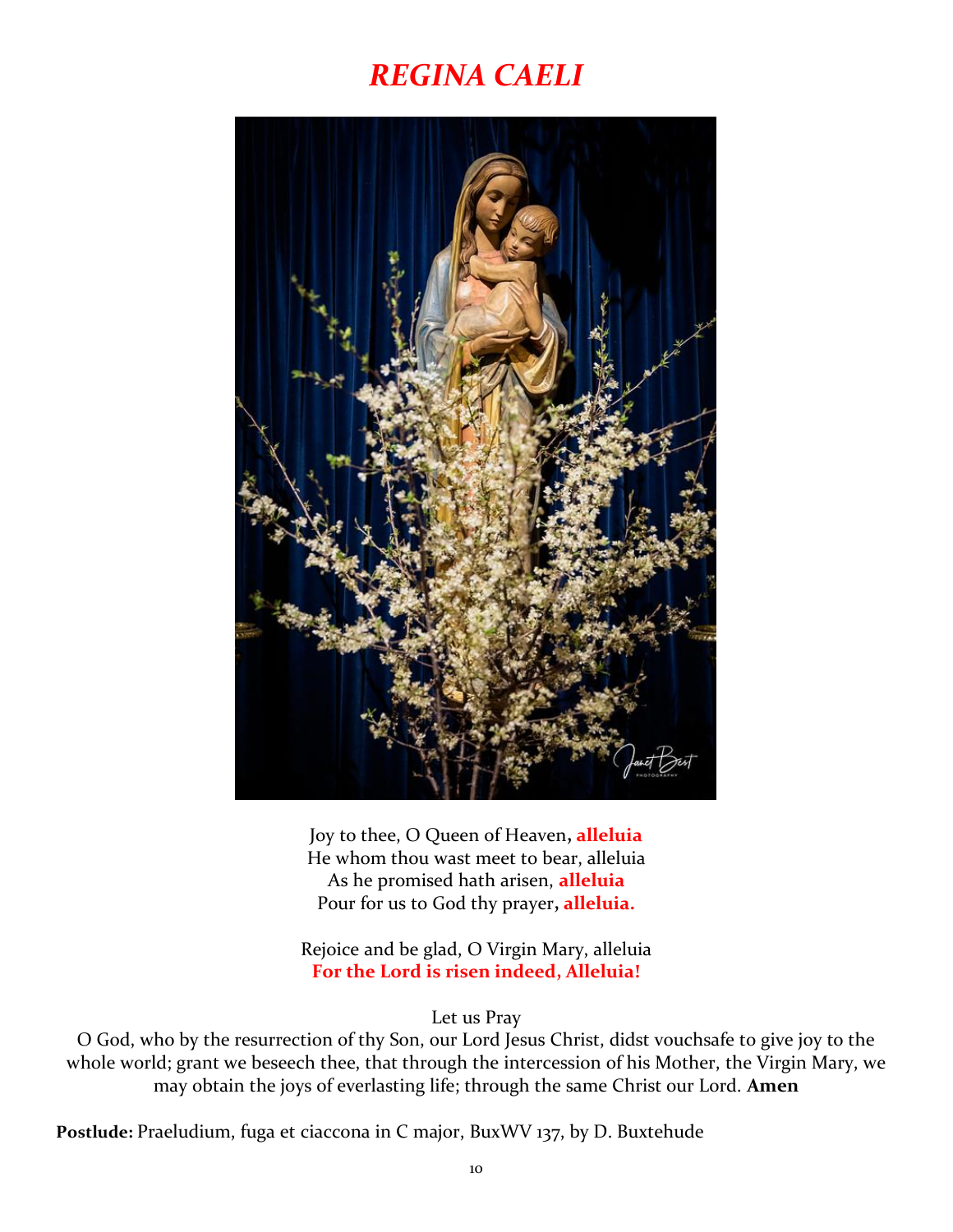# *REGINA CAELI*

Joy to thee, O Queen of Heaven**, alleluia**
He whom thou wast meet to bear, alleluia
As he promised hath arisen, **alleluia**
Pour for us to God thy prayer**, alleluia.**

Rejoice and be glad, O Virgin Mary, alleluia
**For the Lord is risen indeed, Alleluia!**

Let us Pray
O God, who by the resurrection of thy Son, our Lord Jesus Christ, didst vouchsafe to give joy to the whole world; grant we beseech thee, that through the intercession of his Mother, the Virgin Mary, we may obtain the joys of everlasting life; through the same Christ our Lord. **Amen**

**Postlude:** Praeludium, fuga et ciaccona in C major, BuxWV 137, by D. Buxtehude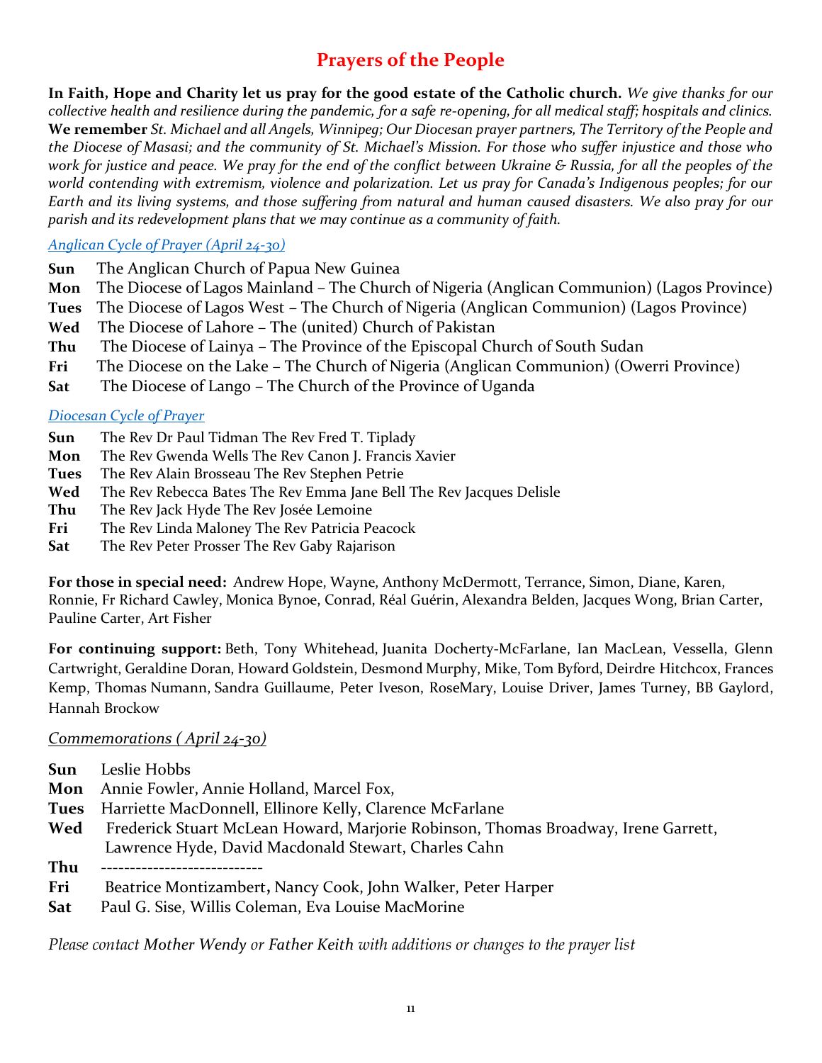# Prayers of the People

**In Faith, Hope and Charity let us pray for the good estate of the Catholic church.** *We give thanks for our collective health and resilience during the pandemic, for a safe re-opening, for all medical staff; hospitals and clinics.* **We remember** *St. Michael and all Angels, Winnipeg; Our Diocesan prayer partners, The Territory of the People and the Diocese of Masasi; and the community of St. Michael's Mission. For those who suffer injustice and those who work for justice and peace. We pray for the end of the conflict between Ukraine & Russia, for all the peoples of the world contending with extremism, violence and polarization. Let us pray for Canada's Indigenous peoples; for our Earth and its living systems, and those suffering from natural and human caused disasters. We also pray for our parish and its redevelopment plans that we may continue as a community of faith.*

*Anglican Cycle of Prayer (April 24-30)*

**Sun** The Anglican Church of Papua New Guinea
**Mon** The Diocese of Lagos Mainland – The Church of Nigeria (Anglican Communion) (Lagos Province)
**Tues** The Diocese of Lagos West – The Church of Nigeria (Anglican Communion) (Lagos Province)
**Wed** The Diocese of Lahore – The (united) Church of Pakistan
**Thu** The Diocese of Lainya – The Province of the Episcopal Church of South Sudan
**Fri** The Diocese on the Lake – The Church of Nigeria (Anglican Communion) (Owerri Province)
**Sat** The Diocese of Lango – The Church of the Province of Uganda

*Diocesan Cycle of Prayer*

**Sun** The Rev Dr Paul Tidman The Rev Fred T. Tiplady
**Mon** The Rev Gwenda Wells The Rev Canon J. Francis Xavier
**Tues** The Rev Alain Brosseau The Rev Stephen Petrie
**Wed** The Rev Rebecca Bates The Rev Emma Jane Bell The Rev Jacques Delisle
**Thu** The Rev Jack Hyde The Rev Josée Lemoine
**Fri** The Rev Linda Maloney The Rev Patricia Peacock
**Sat** The Rev Peter Prosser The Rev Gaby Rajarison

**For those in special need:** Andrew Hope, Wayne, Anthony McDermott, Terrance, Simon, Diane, Karen, Ronnie, Fr Richard Cawley, Monica Bynoe, Conrad, Réal Guérin, Alexandra Belden, Jacques Wong, Brian Carter, Pauline Carter, Art Fisher

**For continuing support:** Beth, Tony Whitehead, Juanita Docherty-McFarlane, Ian MacLean, Vessella, Glenn Cartwright, Geraldine Doran, Howard Goldstein, Desmond Murphy, Mike, Tom Byford, Deirdre Hitchcox, Frances Kemp, Thomas Numann, Sandra Guillaume, Peter Iveson, RoseMary, Louise Driver, James Turney, BB Gaylord, Hannah Brockow

*Commemorations ( April 24-30)*

**Sun** Leslie Hobbs
**Mon** Annie Fowler, Annie Holland, Marcel Fox,
**Tues** Harriette MacDonnell, Ellinore Kelly, Clarence McFarlane
**Wed** Frederick Stuart McLean Howard, Marjorie Robinson, Thomas Broadway, Irene Garrett, Lawrence Hyde, David Macdonald Stewart, Charles Cahn
**Thu** ----------------------------
**Fri** Beatrice Montizambert, Nancy Cook, John Walker, Peter Harper
**Sat** Paul G. Sise, Willis Coleman, Eva Louise MacMorine

*Please contact Mother Wendy or Father Keith with additions or changes to the prayer list*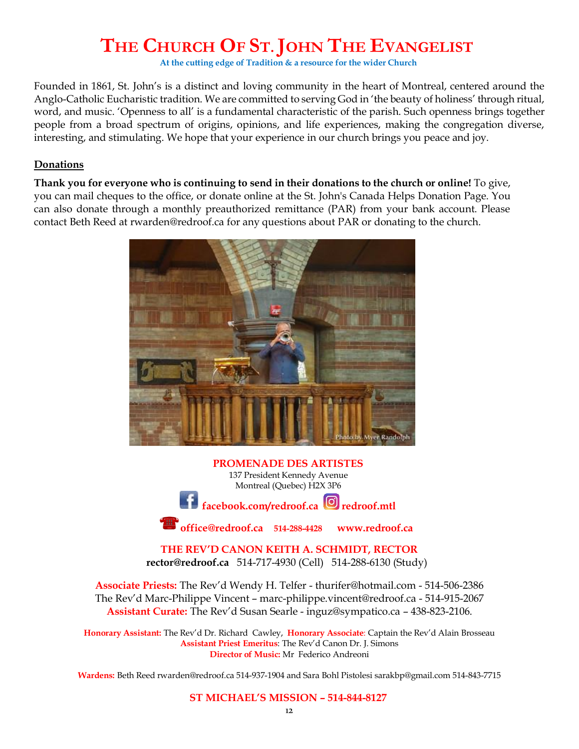# The Church Of St. John The Evangelist

**At the cutting edge of Tradition & a resource for the wider Church**

Founded in 1861, St. John's is a distinct and loving community in the heart of Montreal, centered around the Anglo-Catholic Eucharistic tradition. We are committed to serving God in 'the beauty of holiness' through ritual, word, and music. 'Openness to all' is a fundamental characteristic of the parish. Such openness brings together people from a broad spectrum of origins, opinions, and life experiences, making the congregation diverse, interesting, and stimulating. We hope that your experience in our church brings you peace and joy.

## Donations

**Thank you for everyone who is continuing to send in their donations to the church or online!** To give, you can mail cheques to the office, or donate online at the St. John's Canada Helps Donation Page. You can also donate through a monthly preauthorized remittance (PAR) from your bank account. Please contact Beth Reed at rwarden@redroof.ca for any questions about PAR or donating to the church.

Photo by Myer Randolph

**PROMENADE DES ARTISTES**
137 President Kennedy Avenue
Montreal (Quebec) H2X 3P6

**facebook.com/redroof.ca** **redroof.mtl**

**office@redroof.ca** **514-288-4428** **www.redroof.ca**

**THE REV'D CANON KEITH A. SCHMIDT, RECTOR**
**rector@redroof.ca** 514-717-4930 (Cell) 514-288-6130 (Study)

**Associate Priests:** The Rev'd Wendy H. Telfer - thurifer@hotmail.com - 514-506-2386
The Rev'd Marc-Philippe Vincent – marc-philippe.vincent@redroof.ca - 514-915-2067
**Assistant Curate:** The Rev'd Susan Searle - inguz@sympatico.ca – 438-823-2106.

**Honorary Assistant:** The Rev'd Dr. Richard Cawley, **Honorary Associate**: Captain the Rev'd Alain Brosseau
**Assistant Priest Emeritus**: The Rev'd Canon Dr. J. Simons
**Director of Music:** Mr Federico Andreoni

**Wardens:** Beth Reed rwarden@redroof.ca 514-937-1904 and Sara Bohl Pistolesi sarakbp@gmail.com 514-843-7715

**ST MICHAEL'S MISSION – 514-844-8127**